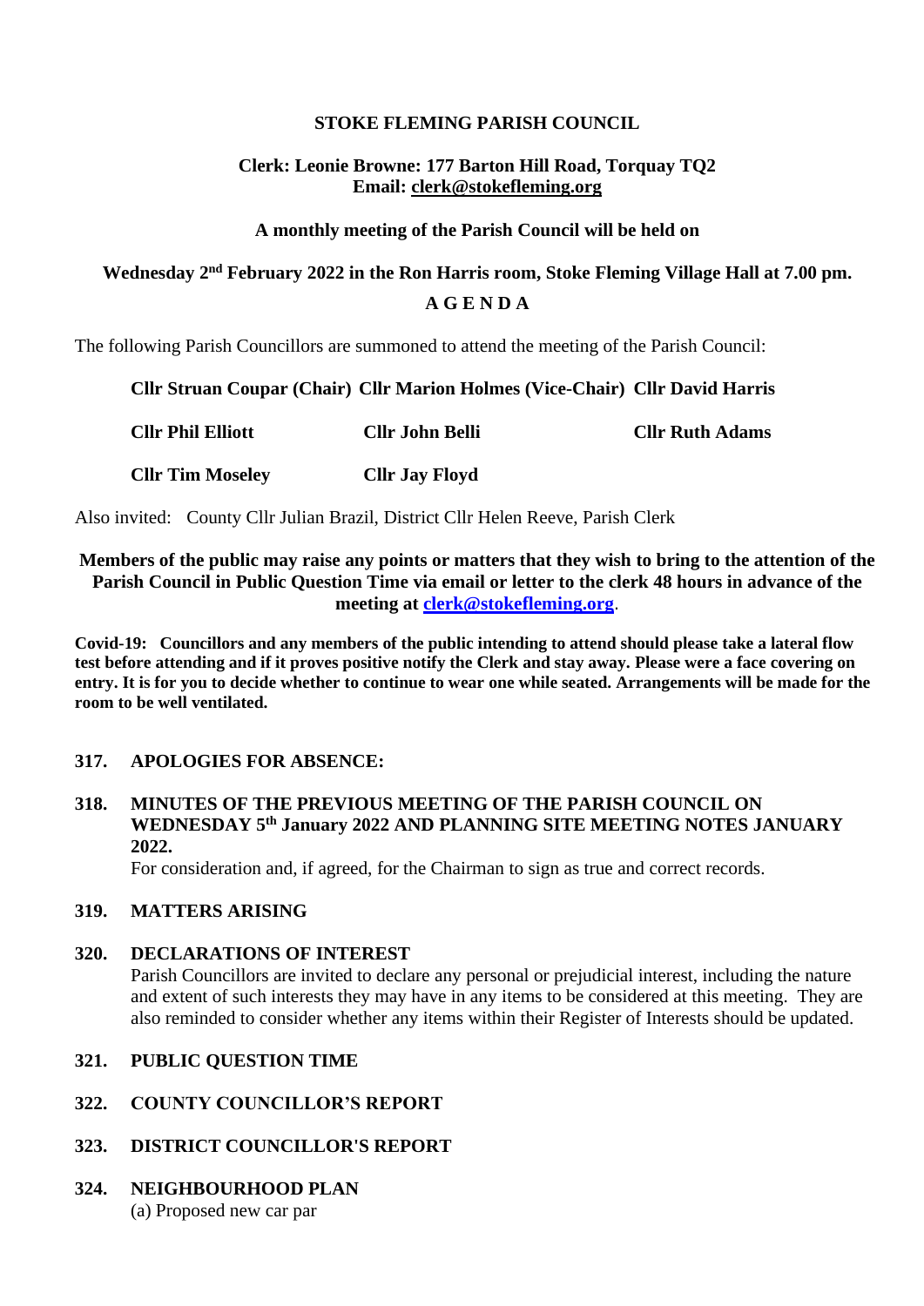**STOKE FLEMING PARISH COUNCIL**

**Clerk: Leonie Browne: 177 Barton Hill Road, Torquay TQ2**
**Email: clerk@stokefleming.org**

**A monthly meeting of the Parish Council will be held on**

**Wednesday 2nd February 2022 in the Ron Harris room, Stoke Fleming Village Hall at 7.00 pm.**

**A G E N D A**

The following Parish Councillors are summoned to attend the meeting of the Parish Council:

| | | |
|---|---|---|
| **Cllr Struan Coupar (Chair)** | **Cllr Marion Holmes (Vice-Chair)** | **Cllr David Harris** |
| **Cllr Phil Elliott** | **Cllr John Belli** | **Cllr Ruth Adams** |
| **Cllr Tim Moseley** | **Cllr Jay Floyd** | |

Also invited: County Cllr Julian Brazil, District Cllr Helen Reeve, Parish Clerk

**Members of the public may raise any points or matters that they wish to bring to the attention of the Parish Council in Public Question Time via email or letter to the clerk 48 hours in advance of the meeting at clerk@stokefleming.org.**

**Covid-19: Councillors and any members of the public intending to attend should please take a lateral flow test before attending and if it proves positive notify the Clerk and stay away. Please were a face covering on entry. It is for you to decide whether to continue to wear one while seated. Arrangements will be made for the room to be well ventilated.**

**317. APOLOGIES FOR ABSENCE:**

**318. MINUTES OF THE PREVIOUS MEETING OF THE PARISH COUNCIL ON WEDNESDAY 5th January 2022 AND PLANNING SITE MEETING NOTES JANUARY 2022.**
For consideration and, if agreed, for the Chairman to sign as true and correct records.

**319. MATTERS ARISING**

**320. DECLARATIONS OF INTEREST**
Parish Councillors are invited to declare any personal or prejudicial interest, including the nature and extent of such interests they may have in any items to be considered at this meeting. They are also reminded to consider whether any items within their Register of Interests should be updated.

**321. PUBLIC QUESTION TIME**

**322. COUNTY COUNCILLOR'S REPORT**

**323. DISTRICT COUNCILLOR'S REPORT**

**324. NEIGHBOURHOOD PLAN**
(a) Proposed new car par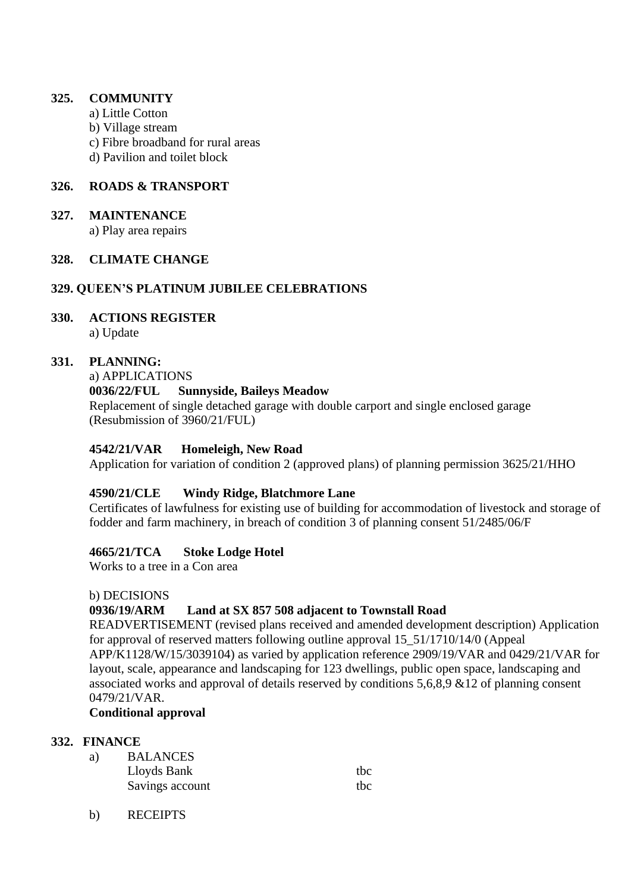**325. COMMUNITY**

a) Little Cotton
b) Village stream
c) Fibre broadband for rural areas
d) Pavilion and toilet block

**326. ROADS & TRANSPORT**

**327. MAINTENANCE**

a) Play area repairs

**328. CLIMATE CHANGE**

**329. QUEEN'S PLATINUM JUBILEE CELEBRATIONS**

**330. ACTIONS REGISTER**

a) Update

**331. PLANNING:**

a) APPLICATIONS

**0036/22/FUL Sunnyside, Baileys Meadow**
Replacement of single detached garage with double carport and single enclosed garage (Resubmission of 3960/21/FUL)

**4542/21/VAR Homeleigh, New Road**
Application for variation of condition 2 (approved plans) of planning permission 3625/21/HHO

**4590/21/CLE Windy Ridge, Blatchmore Lane**
Certificates of lawfulness for existing use of building for accommodation of livestock and storage of fodder and farm machinery, in breach of condition 3 of planning consent 51/2485/06/F

**4665/21/TCA Stoke Lodge Hotel**
Works to a tree in a Con area

b) DECISIONS

**0936/19/ARM Land at SX 857 508 adjacent to Townstall Road**
READVERTISEMENT (revised plans received and amended development description) Application for approval of reserved matters following outline approval 15_51/1710/14/0 (Appeal APP/K1128/W/15/3039104) as varied by application reference 2909/19/VAR and 0429/21/VAR for layout, scale, appearance and landscaping for 123 dwellings, public open space, landscaping and associated works and approval of details reserved by conditions 5,6,8,9 &12 of planning consent 0479/21/VAR.
**Conditional approval**

**332. FINANCE**

a) BALANCES

| | |
|---|---|
| Lloyds Bank | tbc |
| Savings account | tbc |

b) RECEIPTS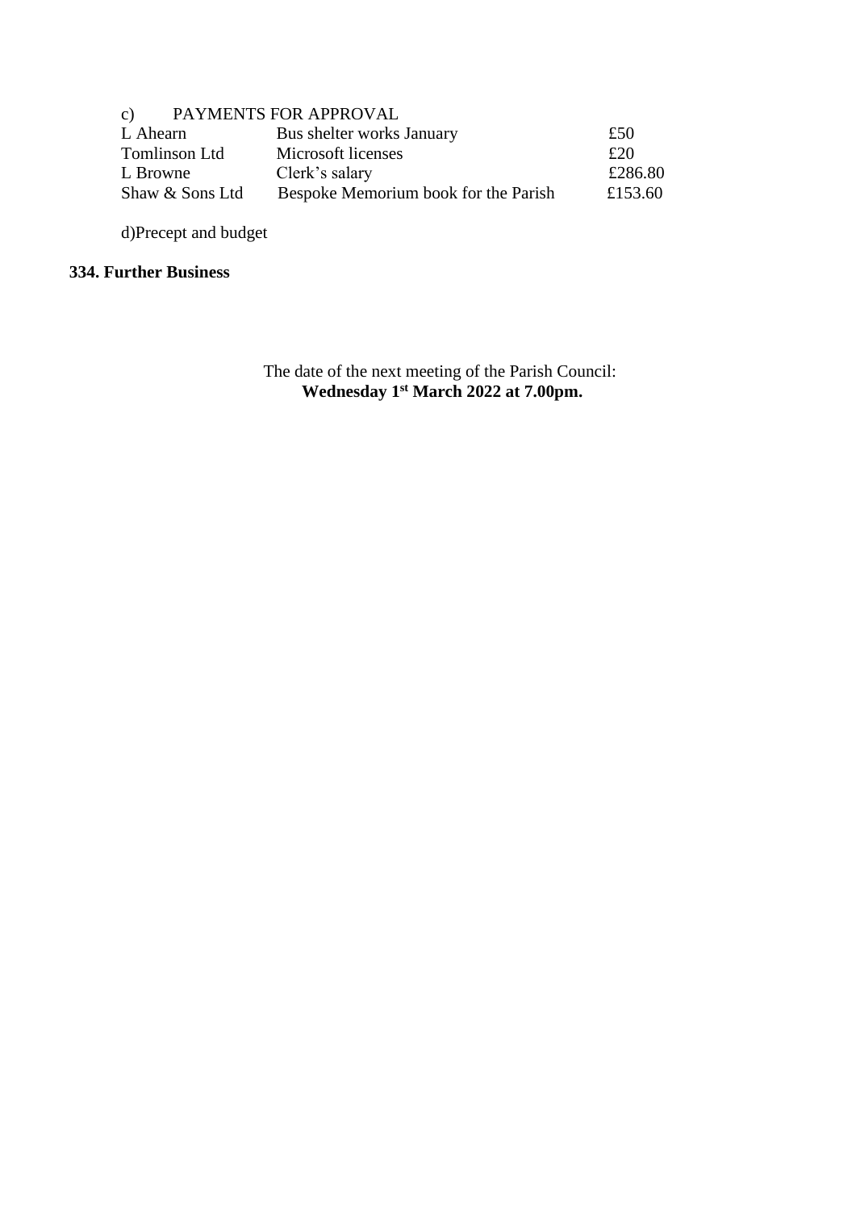c) PAYMENTS FOR APPROVAL

| | | |
|---|---|---|
| L Ahearn | Bus shelter works January | £50 |
| Tomlinson Ltd | Microsoft licenses | £20 |
| L Browne | Clerk's salary | £286.80 |
| Shaw & Sons Ltd | Bespoke Memorium book for the Parish | £153.60 |

d)Precept and budget

**334. Further Business**

The date of the next meeting of the Parish Council:
**Wednesday 1st March 2022 at 7.00pm.**